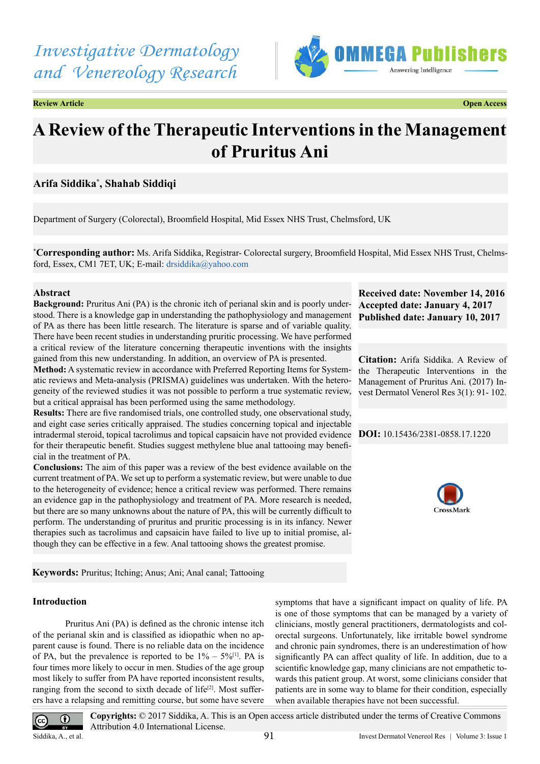Review Article | Open Access

# A Review of the Therapeutic Interventions in the Management of Pruritus Ani

**Arifa Siddika*, Shahab Siddiqi**

Department of Surgery (Colorectal), Broomfield Hospital, Mid Essex NHS Trust, Chelmsford, UK

***Corresponding author:** Ms. Arifa Siddika, Registrar- Colorectal surgery, Broomfield Hospital, Mid Essex NHS Trust, Chelmsford, Essex, CM1 7ET, UK; E-mail: drsiddika@yahoo.com

**Received date: November 14, 2016**
**Accepted date: January 4, 2017**
**Published date: January 10, 2017**

**Citation:** Arifa Siddika. A Review of the Therapeutic Interventions in the Management of Pruritus Ani. (2017) Invest Dermatol Venerol Res 3(1): 91- 102.

**DOI:** 10.15436/2381-0858.17.1220

## Abstract

**Background:** Pruritus Ani (PA) is the chronic itch of perianal skin and is poorly understood. There is a knowledge gap in understanding the pathophysiology and management of PA as there has been little research. The literature is sparse and of variable quality. There have been recent studies in understanding pruritic processing. We have performed a critical review of the literature concerning therapeutic inventions with the insights gained from this new understanding. In addition, an overview of PA is presented.

**Method:** A systematic review in accordance with Preferred Reporting Items for Systematic reviews and Meta-analysis (PRISMA) guidelines was undertaken. With the heterogeneity of the reviewed studies it was not possible to perform a true systematic review, but a critical appraisal has been performed using the same methodology.

**Results:** There are five randomised trials, one controlled study, one observational study, and eight case series critically appraised. The studies concerning topical and injectable intradermal steroid, topical tacrolimus and topical capsaicin have not provided evidence for their therapeutic benefit. Studies suggest methylene blue anal tattooing may beneficial in the treatment of PA.

**Conclusions:** The aim of this paper was a review of the best evidence available on the current treatment of PA. We set up to perform a systematic review, but were unable to due to the heterogeneity of evidence; hence a critical review was performed. There remains an evidence gap in the pathophysiology and treatment of PA. More research is needed, but there are so many unknowns about the nature of PA, this will be currently difficult to perform. The understanding of pruritus and pruritic processing is in its infancy. Newer therapies such as tacrolimus and capsaicin have failed to live up to initial promise, although they can be effective in a few. Anal tattooing shows the greatest promise.

**Keywords:** Pruritus; Itching; Anus; Ani; Anal canal; Tattooing

## Introduction

Pruritus Ani (PA) is defined as the chronic intense itch of the perianal skin and is classified as idiopathic when no apparent cause is found. There is no reliable data on the incidence of PA, but the prevalence is reported to be 1% – 5%[1]. PA is four times more likely to occur in men. Studies of the age group most likely to suffer from PA have reported inconsistent results, ranging from the second to sixth decade of life[2]. Most sufferers have a relapsing and remitting course, but some have severe symptoms that have a significant impact on quality of life. PA is one of those symptoms that can be managed by a variety of clinicians, mostly general practitioners, dermatologists and colorectal surgeons. Unfortunately, like irritable bowel syndrome and chronic pain syndromes, there is an underestimation of how significantly PA can affect quality of life. In addition, due to a scientific knowledge gap, many clinicians are not empathetic towards this patient group. At worst, some clinicians consider that patients are in some way to blame for their condition, especially when available therapies have not been successful.

**Copyrights:** © 2017 Siddika, A. This is an Open access article distributed under the terms of Creative Commons Attribution 4.0 International License.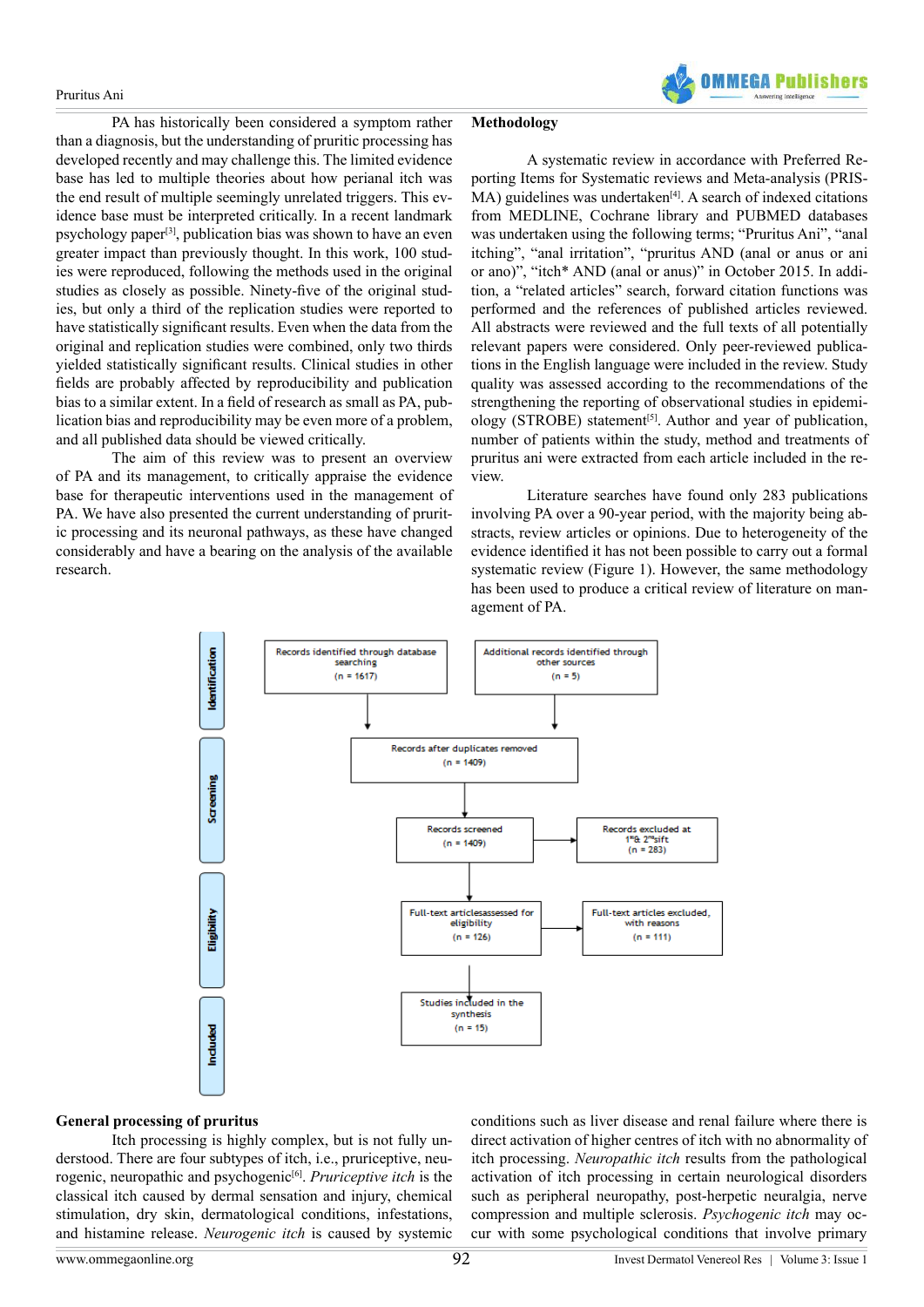PA has historically been considered a symptom rather than a diagnosis, but the understanding of pruritic processing has developed recently and may challenge this. The limited evidence base has led to multiple theories about how perianal itch was the end result of multiple seemingly unrelated triggers. This evidence base must be interpreted critically. In a recent landmark psychology paper[3], publication bias was shown to have an even greater impact than previously thought. In this work, 100 studies were reproduced, following the methods used in the original studies as closely as possible. Ninety-five of the original studies, but only a third of the replication studies were reported to have statistically significant results. Even when the data from the original and replication studies were combined, only two thirds yielded statistically significant results. Clinical studies in other fields are probably affected by reproducibility and publication bias to a similar extent. In a field of research as small as PA, publication bias and reproducibility may be even more of a problem, and all published data should be viewed critically.

The aim of this review was to present an overview of PA and its management, to critically appraise the evidence base for therapeutic interventions used in the management of PA. We have also presented the current understanding of pruritic processing and its neuronal pathways, as these have changed considerably and have a bearing on the analysis of the available research.

## Methodology

A systematic review in accordance with Preferred Reporting Items for Systematic reviews and Meta-analysis (PRISMA) guidelines was undertaken[4]. A search of indexed citations from MEDLINE, Cochrane library and PUBMED databases was undertaken using the following terms; "Pruritus Ani", "anal itching", "anal irritation", "pruritus AND (anal or anus or ani or ano)", "itch* AND (anal or anus)" in October 2015. In addition, a "related articles" search, forward citation functions was performed and the references of published articles reviewed. All abstracts were reviewed and the full texts of all potentially relevant papers were considered. Only peer-reviewed publications in the English language were included in the review. Study quality was assessed according to the recommendations of the strengthening the reporting of observational studies in epidemiology (STROBE) statement[5]. Author and year of publication, number of patients within the study, method and treatments of pruritus ani were extracted from each article included in the review.

Literature searches have found only 283 publications involving PA over a 90-year period, with the majority being abstracts, review articles or opinions. Due to heterogeneity of the evidence identified it has not been possible to carry out a formal systematic review (Figure 1). However, the same methodology has been used to produce a critical review of literature on management of PA.

Identification: Records identified through database searching (n = 1617); Additional records identified through other sources (n = 5)

Screening: Records after duplicates removed (n = 1409); Records screened (n = 1409); Records excluded at 1st & 2nd sift (n = 283)

Eligibility: Full-text articlesassessed for eligibility (n = 126); Full-text articles excluded, with reasons (n = 111)

Included: Studies included in the synthesis (n = 15)

## General processing of pruritus

Itch processing is highly complex, but is not fully understood. There are four subtypes of itch, i.e., pruriceptive, neurogenic, neuropathic and psychogenic[6]. *Pruriceptive itch* is the classical itch caused by dermal sensation and injury, chemical stimulation, dry skin, dermatological conditions, infestations, and histamine release. *Neurogenic itch* is caused by systemic conditions such as liver disease and renal failure where there is direct activation of higher centres of itch with no abnormality of itch processing. *Neuropathic itch* results from the pathological activation of itch processing in certain neurological disorders such as peripheral neuropathy, post-herpetic neuralgia, nerve compression and multiple sclerosis. *Psychogenic itch* may occur with some psychological conditions that involve primary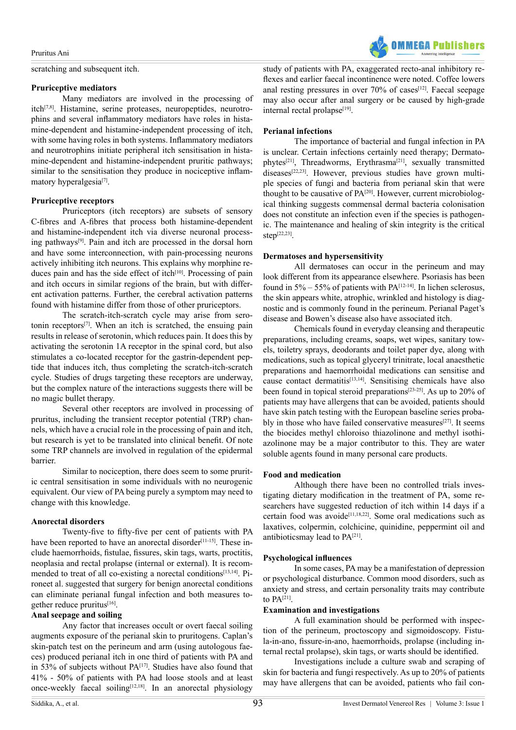scratching and subsequent itch.

### Pruriceptive mediators

Many mediators are involved in the processing of itch[7,8]. Histamine, serine proteases, neuropeptides, neurotrophins and several inflammatory mediators have roles in histamine-dependent and histamine-independent processing of itch, with some having roles in both systems. Inflammatory mediators and neurotrophins initiate peripheral itch sensitisation in histamine-dependent and histamine-independent pruritic pathways; similar to the sensitisation they produce in nociceptive inflammatory hyperalgesia[7].

### Pruriceptive receptors

Pruriceptors (itch receptors) are subsets of sensory C-fibres and A-fibres that process both histamine-dependent and histamine-independent itch via diverse neuronal processing pathways[9]. Pain and itch are processed in the dorsal horn and have some interconnection, with pain-processing neurons actively inhibiting itch neurons. This explains why morphine reduces pain and has the side effect of itch[10]. Processing of pain and itch occurs in similar regions of the brain, but with different activation patterns. Further, the cerebral activation patterns found with histamine differ from those of other pruriceptors.

The scratch-itch-scratch cycle may arise from serotonin receptors[7]. When an itch is scratched, the ensuing pain results in release of serotonin, which reduces pain. It does this by activating the serotonin 1A receptor in the spinal cord, but also stimulates a co-located receptor for the gastrin-dependent peptide that induces itch, thus completing the scratch-itch-scratch cycle. Studies of drugs targeting these receptors are underway, but the complex nature of the interactions suggests there will be no magic bullet therapy.

Several other receptors are involved in processing of pruritus, including the transient receptor potential (TRP) channels, which have a crucial role in the processing of pain and itch, but research is yet to be translated into clinical benefit. Of note some TRP channels are involved in regulation of the epidermal barrier.

Similar to nociception, there does seem to some pruritic central sensitisation in some individuals with no neurogenic equivalent. Our view of PA being purely a symptom may need to change with this knowledge.

### Anorectal disorders

Twenty-five to fifty-five per cent of patients with PA have been reported to have an anorectal disorder[11-15]. These include haemorrhoids, fistulae, fissures, skin tags, warts, proctitis, neoplasia and rectal prolapse (internal or external). It is recommended to treat of all co-existing a norectal conditions[13,14]. Pironeet al. suggested that surgery for benign anorectal conditions can eliminate perianal fungal infection and both measures together reduce pruritus[16].

### Anal seepage and soiling

Any factor that increases occult or overt faecal soiling augments exposure of the perianal skin to pruritogens. Caplan's skin-patch test on the perineum and arm (using autologous faeces) produced perianal itch in one third of patients with PA and in 53% of subjects without PA[17]. Studies have also found that 41% - 50% of patients with PA had loose stools and at least once-weekly faecal soiling[12,18]. In an anorectal physiology study of patients with PA, exaggerated recto-anal inhibitory reflexes and earlier faecal incontinence were noted. Coffee lowers anal resting pressures in over 70% of cases[12]. Faecal seepage may also occur after anal surgery or be caused by high-grade internal rectal prolapse[19].

### Perianal infections

The importance of bacterial and fungal infection in PA is unclear. Certain infections certainly need therapy; Dermatophytes[21], Threadworms, Erythrasma[21], sexually transmitted diseases[22,23]. However, previous studies have grown multiple species of fungi and bacteria from perianal skin that were thought to be causative of PA[20]. However, current microbiological thinking suggests commensal dermal bacteria colonisation does not constitute an infection even if the species is pathogenic. The maintenance and healing of skin integrity is the critical step[22,23].

### Dermatoses and hypersensitivity

All dermatoses can occur in the perineum and may look different from its appearance elsewhere. Psoriasis has been found in 5% – 55% of patients with PA[12-14]. In lichen sclerosus, the skin appears white, atrophic, wrinkled and histology is diagnostic and is commonly found in the perineum. Perianal Paget's disease and Bowen's disease also have associated itch.

Chemicals found in everyday cleansing and therapeutic preparations, including creams, soaps, wet wipes, sanitary towels, toiletry sprays, deodorants and toilet paper dye, along with medications, such as topical glyceryl trinitrate, local anaesthetic preparations and haemorrhoidal medications can sensitise and cause contact dermatitis[13,14]. Sensitising chemicals have also been found in topical steroid preparations[23-25]. As up to 20% of patients may have allergens that can be avoided, patients should have skin patch testing with the European baseline series probably in those who have failed conservative measures[27]. It seems the biocides methyl chloroiso thiazolinone and methyl isothiazolinone may be a major contributor to this. They are water soluble agents found in many personal care products.

### Food and medication

Although there have been no controlled trials investigating dietary modification in the treatment of PA, some researchers have suggested reduction of itch within 14 days if a certain food was avoide[11,18,22]. Some oral medications such as laxatives, colpermin, colchicine, quinidine, peppermint oil and antibioticsmay lead to PA[21].

### Psychological influences

In some cases, PA may be a manifestation of depression or psychological disturbance. Common mood disorders, such as anxiety and stress, and certain personality traits may contribute to PA[21].

### Examination and investigations

A full examination should be performed with inspection of the perineum, proctoscopy and sigmoidoscopy. Fistula-in-ano, fissure-in-ano, haemorrhoids, prolapse (including internal rectal prolapse), skin tags, or warts should be identified.

Investigations include a culture swab and scraping of skin for bacteria and fungi respectively. As up to 20% of patients may have allergens that can be avoided, patients who fail con-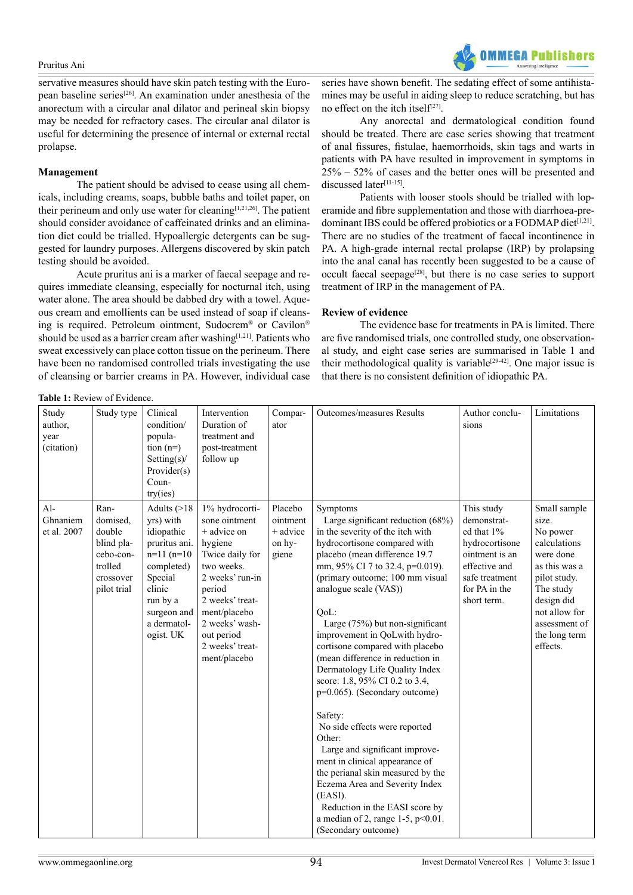servative measures should have skin patch testing with the European baseline series[26]. An examination under anesthesia of the anorectum with a circular anal dilator and perineal skin biopsy may be needed for refractory cases. The circular anal dilator is useful for determining the presence of internal or external rectal prolapse.

### Management

The patient should be advised to cease using all chemicals, including creams, soaps, bubble baths and toilet paper, on their perineum and only use water for cleaning[1,21,26]. The patient should consider avoidance of caffeinated drinks and an elimination diet could be trialled. Hypoallergic detergents can be suggested for laundry purposes. Allergens discovered by skin patch testing should be avoided.

Acute pruritus ani is a marker of faecal seepage and requires immediate cleansing, especially for nocturnal itch, using water alone. The area should be dabbed dry with a towel. Aqueous cream and emollients can be used instead of soap if cleansing is required. Petroleum ointment, Sudocrem® or Cavilon® should be used as a barrier cream after washing[1,21]. Patients who sweat excessively can place cotton tissue on the perineum. There have been no randomised controlled trials investigating the use of cleansing or barrier creams in PA. However, individual case series have shown benefit. The sedating effect of some antihistamines may be useful in aiding sleep to reduce scratching, but has no effect on the itch itself[27].

Any anorectal and dermatological condition found should be treated. There are case series showing that treatment of anal fissures, fistulae, haemorrhoids, skin tags and warts in patients with PA have resulted in improvement in symptoms in 25% – 52% of cases and the better ones will be presented and discussed later[11-15].

Patients with looser stools should be trialled with loperamide and fibre supplementation and those with diarrhoea-predominant IBS could be offered probiotics or a FODMAP diet[1,21]. There are no studies of the treatment of faecal incontinence in PA. A high-grade internal rectal prolapse (IRP) by prolapsing into the anal canal has recently been suggested to be a cause of occult faecal seepage[28], but there is no case series to support treatment of IRP in the management of PA.

### Review of evidence

The evidence base for treatments in PA is limited. There are five randomised trials, one controlled study, one observational study, and eight case series are summarised in Table 1 and their methodological quality is variable[29-42]. One major issue is that there is no consistent definition of idiopathic PA.

**Table 1:** Review of Evidence.

| Study author, year (citation) | Study type | Clinical condition/ population (n=) Setting(s)/ Provider(s) Country(ies) | Intervention Duration of treatment and post-treatment follow up | Comparator | Outcomes/measures Results | Author conclusions | Limitations |
|---|---|---|---|---|---|---|---|
| Al-Ghnaniem et al. 2007 | Randomised, double blind placebo-controlled crossover pilot trial | Adults (>18 yrs) with idiopathic pruritus ani. n=11 (n=10 completed) Special clinic run by a surgeon and a dermatologist. UK | 1% hydrocortisone ointment + advice on hygiene Twice daily for two weeks. 2 weeks' run-in period 2 weeks' treatment/placebo 2 weeks' washout period 2 weeks' treatment/placebo | Placebo ointment + advice on hygiene | Symptoms Large significant reduction (68%) in the severity of the itch with hydrocortisone compared with placebo (mean difference 19.7 mm, 95% CI 7 to 32.4, p=0.019). (primary outcome; 100 mm visual analogue scale (VAS)) QoL: Large (75%) but non-significant improvement in QoLwith hydrocortisone compared with placebo (mean difference in reduction in Dermatology Life Quality Index score: 1.8, 95% CI 0.2 to 3.4, p=0.065). (Secondary outcome) Safety: No side effects were reported Other: Large and significant improvement in clinical appearance of the perianal skin measured by the Eczema Area and Severity Index (EASI). Reduction in the EASI score by a median of 2, range 1-5, p<0.01. (Secondary outcome) | This study demonstrated that 1% hydrocortisone ointment is an effective and safe treatment for PA in the short term. | Small sample size. No power calculations were done as this was a pilot study. The study design did not allow for assessment of the long term effects. |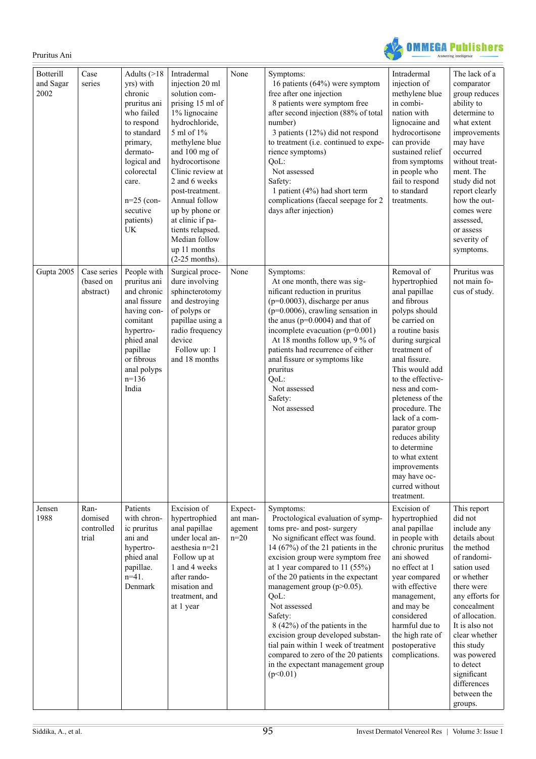| Botterill and Sagar 2002 | Case series | Adults (>18 yrs) with chronic pruritus ani who failed to respond to standard primary, dermatological and colorectal care.<br><br>n=25 (consecutive patients) UK | Intradermal injection 20 ml solution comprising 15 ml of 1% lignocaine hydrochloride, 5 ml of 1% methylene blue and 100 mg of hydrocortisone Clinic review at 2 and 6 weeks post-treatment. Annual follow up by phone or at clinic if patients relapsed. Median follow up 11 months (2-25 months). | None | Symptoms:<br>16 patients (64%) were symptom free after one injection<br>8 patients were symptom free after second injection (88% of total number)<br>3 patients (12%) did not respond to treatment (i.e. continued to experience symptoms)<br>QoL:<br>Not assessed<br>Safety:<br>1 patient (4%) had short term complications (faecal seepage for 2 days after injection) | Intradermal injection of methylene blue in combination with lignocaine and hydrocortisone can provide sustained relief from symptoms in people who fail to respond to standard treatments. | The lack of a comparator group reduces ability to determine to what extent improvements may have occurred without treatment. The study did not report clearly how the outcomes were assessed, or assess severity of symptoms. |
|---|---|---|---|---|---|---|---|
| Gupta 2005 | Case series (based on abstract) | People with pruritus ani and chronic anal fissure having concomitant hypertrophied anal papillae or fibrous anal polyps n=136 India | Surgical procedure involving sphincterotomy and destroying of polyps or papillae using a radio frequency device<br>Follow up: 1 and 18 months | None | Symptoms:<br>At one month, there was significant reduction in pruritus (p=0.0003), discharge per anus (p=0.0006), crawling sensation in the anus (p=0.0004) and that of incomplete evacuation (p=0.001)<br>At 18 months follow up, 9 % of patients had recurrence of either anal fissure or symptoms like pruritus<br>QoL:<br>Not assessed<br>Safety:<br>Not assessed | Removal of hypertrophied anal papillae and fibrous polyps should be carried on a routine basis during surgical treatment of anal fissure. This would add to the effectiveness and completeness of the procedure. The lack of a comparator group reduces ability to determine to what extent improvements may have occurred without treatment. | Pruritus was not main focus of study. |
| Jensen 1988 | Randomised controlled trial | Patients with chronic pruritus ani and hypertrophied anal papillae. n=41. Denmark | Excision of hypertrophied anal papillae under local anaesthesia n=21<br>Follow up at 1 and 4 weeks after randomisation and treatment, and at 1 year | Expectant management n=20 | Symptoms:<br>Proctological evaluation of symptoms pre- and post- surgery<br>No significant effect was found. 14 (67%) of the 21 patients in the excision group were symptom free at 1 year compared to 11 (55%) of the 20 patients in the expectant management group (p>0.05).<br>QoL:<br>Not assessed<br>Safety:<br>8 (42%) of the patients in the excision group developed substantial pain within 1 week of treatment compared to zero of the 20 patients in the expectant management group (p<0.01) | Excision of hypertrophied anal papillae in people with chronic pruritus ani showed no effect at 1 year compared with effective management, and may be considered harmful due to the high rate of postoperative complications. | This report did not include any details about the method of randomisation used or whether there were any efforts for concealment of allocation. It is also not clear whether this study was powered to detect significant differences between the groups. |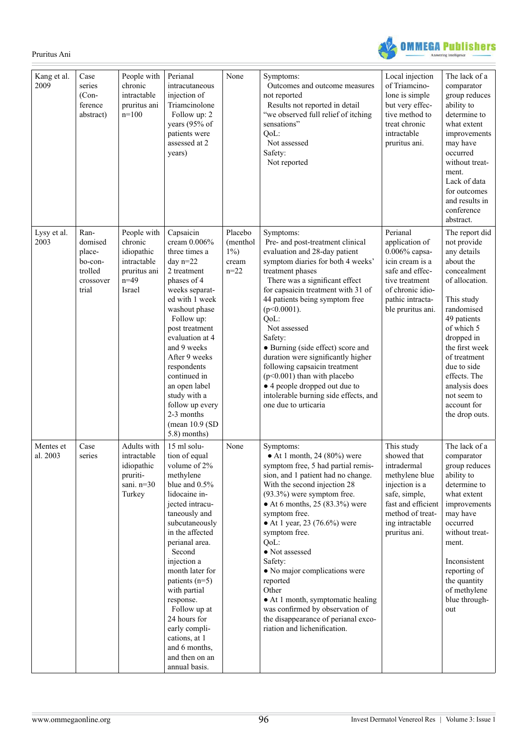| Kang et al. 2009 | Case series (Conference abstract) | People with chronic intractable pruritus ani n=100 | Perianal intracutaneous injection of Triamcinolone<br>Follow up: 2 years (95% of patients were assessed at 2 years) | None | Symptoms:<br>Outcomes and outcome measures not reported<br>Results not reported in detail "we observed full relief of itching sensations"<br>QoL:<br>Not assessed<br>Safety:<br>Not reported | Local injection of Triamcinolone is simple but very effective method to treat chronic intractable pruritus ani. | The lack of a comparator group reduces ability to determine to what extent improvements may have occurred without treatment.<br>Lack of data for outcomes and results in conference abstract. |
|---|---|---|---|---|---|---|---|
| Lysy et al. 2003 | Randomised placebo-controlled crossover trial | People with chronic idiopathic intractable pruritus ani n=49 Israel | Capsaicin cream 0.006% three times a day n=22<br>2 treatment phases of 4 weeks separated with 1 week washout phase<br>Follow up: post treatment evaluation at 4 and 9 weeks<br>After 9 weeks respondents continued in an open label study with a follow up every 2-3 months (mean 10.9 (SD 5.8) months) | Placebo (menthol 1%) cream n=22 | Symptoms:<br>Pre- and post-treatment clinical evaluation and 28-day patient symptom diaries for both 4 weeks' treatment phases<br>There was a significant effect for capsaicin treatment with 31 of 44 patients being symptom free ($p<0.0001$).<br>QoL:<br>Not assessed<br>Safety:<br>• Burning (side effect) score and duration were significantly higher following capsaicin treatment ($p<0.001$) than with placebo<br>• 4 people dropped out due to intolerable burning side effects, and one due to urticaria | Perianal application of 0.006% capsaicin cream is a safe and effective treatment of chronic idiopathic intractable pruritus ani. | The report did not provide any details about the concealment of allocation.<br><br>This study randomised 49 patients of which 5 dropped in the first week of treatment due to side effects. The analysis does not seem to account for the drop outs. |
| Mentes et al. 2003 | Case series | Adults with intractable idiopathic pruritisani. n=30 Turkey | 15 ml solution of equal volume of 2% methylene blue and 0.5% lidocaine injected intracutaneously and subcutaneously in the affected perianal area.<br>Second injection a month later for patients (n=5) with partial response.<br>Follow up at 24 hours for early complications, at 1 and 6 months, and then on an annual basis. | None | Symptoms:<br>• At 1 month, 24 (80%) were symptom free, 5 had partial remission, and 1 patient had no change. With the second injection 28 (93.3%) were symptom free.<br>• At 6 months, 25 (83.3%) were symptom free.<br>• At 1 year, 23 (76.6%) were symptom free.<br>QoL:<br>• Not assessed<br>Safety:<br>• No major complications were reported<br>Other<br>• At 1 month, symptomatic healing was confirmed by observation of the disappearance of perianal excoriation and lichenification. | This study showed that intradermal methylene blue injection is a safe, simple, fast and efficient method of treating intractable pruritus ani. | The lack of a comparator group reduces ability to determine to what extent improvements may have occurred without treatment.<br><br>Inconsistent reporting of the quantity of methylene blue throughout |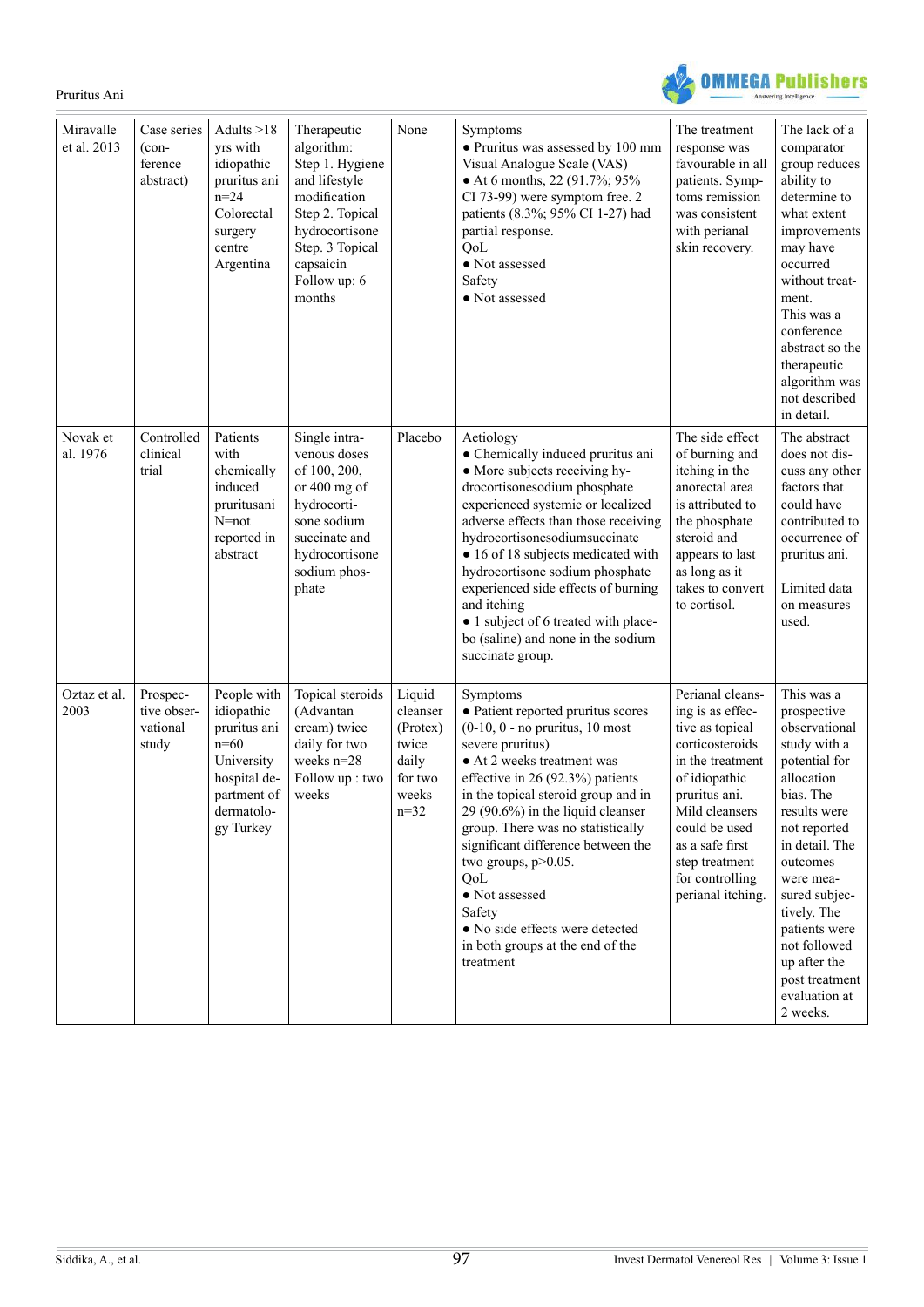| Miravalle et al. 2013 | Case series (conference abstract) | Adults >18 yrs with idiopathic pruritus ani n=24 Colorectal surgery centre Argentina | Therapeutic algorithm: Step 1. Hygiene and lifestyle modification Step 2. Topical hydrocortisone Step. 3 Topical capsaicin Follow up: 6 months | None | Symptoms<br>● Pruritus was assessed by 100 mm Visual Analogue Scale (VAS)<br>● At 6 months, 22 (91.7%; 95% CI 73-99) were symptom free. 2 patients (8.3%; 95% CI 1-27) had partial response.<br>QoL<br>● Not assessed<br>Safety<br>● Not assessed | The treatment response was favourable in all patients. Symptoms remission was consistent with perianal skin recovery. | The lack of a comparator group reduces ability to determine to what extent improvements may have occurred without treatment. This was a conference abstract so the therapeutic algorithm was not described in detail. |
|---|---|---|---|---|---|---|---|
| Novak et al. 1976 | Controlled clinical trial | Patients with chemically induced pruritusani N=not reported in abstract | Single intravenous doses of 100, 200, or 400 mg of hydrocortisone sodium succinate and hydrocortisone sodium phosphate | Placebo | Aetiology<br>● Chemically induced pruritus ani<br>● More subjects receiving hydrocortisonesodium phosphate experienced systemic or localized adverse effects than those receiving hydrocortisonesodiumsuccinate<br>● 16 of 18 subjects medicated with hydrocortisone sodium phosphate experienced side effects of burning and itching<br>● 1 subject of 6 treated with placebo (saline) and none in the sodium succinate group. | The side effect of burning and itching in the anorectal area is attributed to the phosphate steroid and appears to last as long as it takes to convert to cortisol. | The abstract does not discuss any other factors that could have contributed to occurrence of pruritus ani.<br><br>Limited data on measures used. |
| Oztaz et al. 2003 | Prospective observational study | People with idiopathic pruritus ani n=60 University hospital department of dermatology Turkey | Topical steroids (Advantan cream) twice daily for two weeks n=28 Follow up : two weeks | Liquid cleanser (Protex) twice daily for two weeks n=32 | Symptoms<br>● Patient reported pruritus scores (0-10, 0 - no pruritus, 10 most severe pruritus)<br>● At 2 weeks treatment was effective in 26 (92.3%) patients in the topical steroid group and in 29 (90.6%) in the liquid cleanser group. There was no statistically significant difference between the two groups, p>0.05.<br>QoL<br>● Not assessed<br>Safety<br>● No side effects were detected in both groups at the end of the treatment | Perianal cleansing is as effective as topical corticosteroids in the treatment of idiopathic pruritus ani. Mild cleansers could be used as a safe first step treatment for controlling perianal itching. | This was a prospective observational study with a potential for allocation bias. The results were not reported in detail. The outcomes were measured subjectively. The patients were not followed up after the post treatment evaluation at 2 weeks. |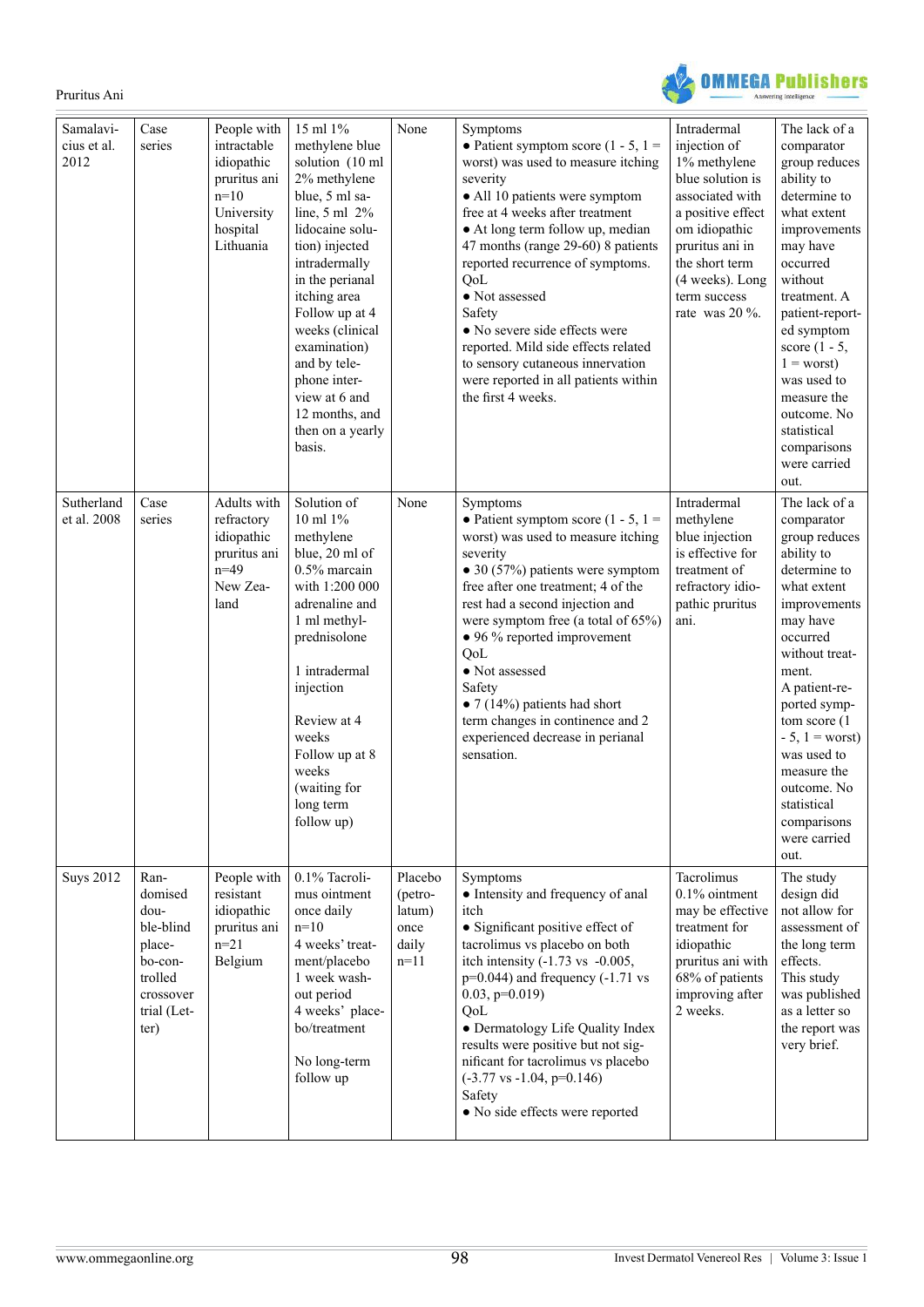| Samalavicius et al. 2012 | Case series | People with intractable idiopathic pruritus ani n=10 University hospital Lithuania | 15 ml 1% methylene blue solution (10 ml 2% methylene blue, 5 ml saline, 5 ml 2% lidocaine solution) injected intradermally in the perianal itching area Follow up at 4 weeks (clinical examination) and by telephone interview at 6 and 12 months, and then on a yearly basis. | None | Symptoms<br>• Patient symptom score (1 - 5, 1 = worst) was used to measure itching severity<br>• All 10 patients were symptom free at 4 weeks after treatment<br>• At long term follow up, median 47 months (range 29-60) 8 patients reported recurrence of symptoms.<br>QoL<br>• Not assessed<br>Safety<br>• No severe side effects were reported. Mild side effects related to sensory cutaneous innervation were reported in all patients within the first 4 weeks. | Intradermal injection of 1% methylene blue solution is associated with a positive effect om idiopathic pruritus ani in the short term (4 weeks). Long term success rate was 20 %. | The lack of a comparator group reduces ability to determine to what extent improvements may have occurred without treatment. A patient-reported symptom score (1 - 5, 1 = worst) was used to measure the outcome. No statistical comparisons were carried out. |
|---|---|---|---|---|---|---|---|
| Sutherland et al. 2008 | Case series | Adults with refractory idiopathic pruritus ani n=49 New Zealand | Solution of 10 ml 1% methylene blue, 20 ml of 0.5% marcain with 1:200 000 adrenaline and 1 ml methylprednisolone<br><br>1 intradermal injection<br><br>Review at 4 weeks<br>Follow up at 8 weeks (waiting for long term follow up) | None | Symptoms<br>• Patient symptom score (1 - 5, 1 = worst) was used to measure itching severity<br>• 30 (57%) patients were symptom free after one treatment; 4 of the rest had a second injection and were symptom free (a total of 65%)<br>• 96 % reported improvement<br>QoL<br>• Not assessed<br>Safety<br>• 7 (14%) patients had short term changes in continence and 2 experienced decrease in perianal sensation. | Intradermal methylene blue injection is effective for treatment of refractory idiopathic pruritus ani. | The lack of a comparator group reduces ability to determine to what extent improvements may have occurred without treatment.<br>A patient-reported symptom score (1 - 5, 1 = worst) was used to measure the outcome. No statistical comparisons were carried out. |
| Suys 2012 | Randomised double-blind placebo-controlled crossover trial (Letter) | People with resistant idiopathic pruritus ani n=21 Belgium | 0.1% Tacrolimus ointment once daily n=10<br>4 weeks' treatment/placebo<br>1 week washout period<br>4 weeks' placebo/treatment<br><br>No long-term follow up | Placebo (petrolatum) once daily n=11 | Symptoms<br>• Intensity and frequency of anal itch<br>• Significant positive effect of tacrolimus vs placebo on both itch intensity (-1.73 vs -0.005, p=0.044) and frequency (-1.71 vs 0.03, p=0.019)<br>QoL<br>• Dermatology Life Quality Index results were positive but not significant for tacrolimus vs placebo (-3.77 vs -1.04, p=0.146)<br>Safety<br>• No side effects were reported | Tacrolimus 0.1% ointment may be effective treatment for idiopathic pruritus ani with 68% of patients improving after 2 weeks. | The study design did not allow for assessment of the long term effects. This study was published as a letter so the report was very brief. |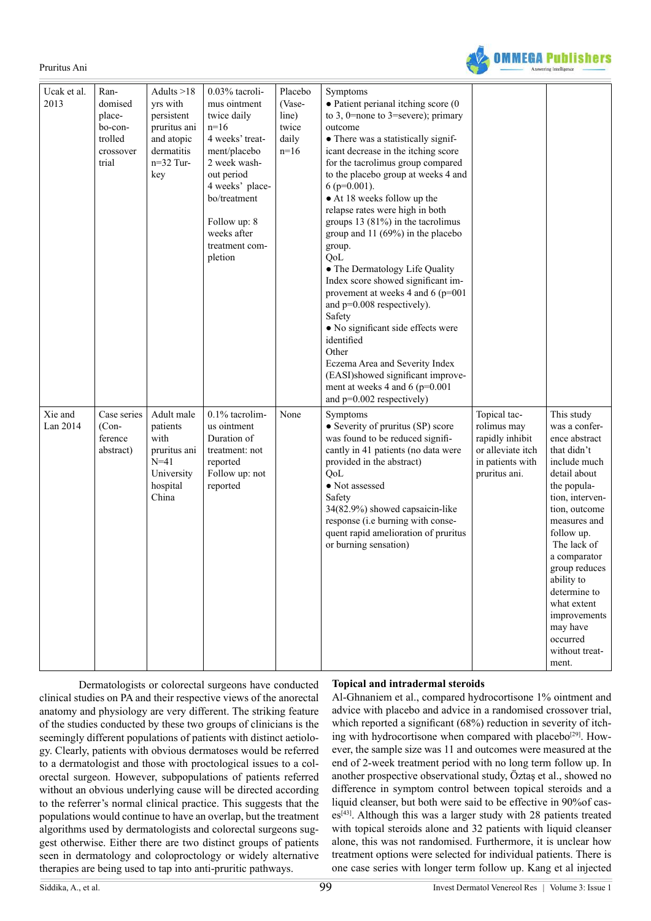| | | | | | | | |
|---|---|---|---|---|---|---|---|
| Ucak et al. 2013 | Randomised placebo-controlled crossover trial | Adults >18 yrs with persistent pruritus ani and atopic dermatitis n=32 Turkey | 0.03% tacrolimus ointment twice daily n=16 4 weeks' treatment/placebo 2 week wash-out period 4 weeks' placebo/treatment<br><br>Follow up: 8 weeks after treatment completion | Placebo (Vaseline) twice daily n=16 | Symptoms<br>• Patient perianal itching score (0 to 3, 0=none to 3=severe); primary outcome<br>• There was a statistically significant decrease in the itching score for the tacrolimus group compared to the placebo group at weeks 4 and 6 (p=0.001).<br>• At 18 weeks follow up the relapse rates were high in both groups 13 (81%) in the tacrolimus group and 11 (69%) in the placebo group.<br>QoL<br>• The Dermatology Life Quality Index score showed significant improvement at weeks 4 and 6 (p=001 and p=0.008 respectively).<br>Safety<br>• No significant side effects were identified<br>Other<br>Eczema Area and Severity Index (EASI)showed significant improvement at weeks 4 and 6 (p=0.001 and p=0.002 respectively) | | |
| Xie and Lan 2014 | Case series (Conference abstract) | Adult male patients with pruritus ani N=41 University hospital China | 0.1% tacrolimus ointment Duration of treatment: not reported Follow up: not reported | None | Symptoms<br>• Severity of pruritus (SP) score was found to be reduced significantly in 41 patients (no data were provided in the abstract)<br>QoL<br>• Not assessed<br>Safety<br>34(82.9%) showed capsaicin-like response (i.e burning with consequent rapid amelioration of pruritus or burning sensation) | Topical tacrolimus may rapidly inhibit or alleviate itch in patients with pruritus ani. | This study was a conference abstract that didn't include much detail about the population, intervention, outcome measures and follow up. The lack of a comparator group reduces ability to determine to what extent improvements may have occurred without treatment. |

Dermatologists or colorectal surgeons have conducted clinical studies on PA and their respective views of the anorectal anatomy and physiology are very different. The striking feature of the studies conducted by these two groups of clinicians is the seemingly different populations of patients with distinct aetiology. Clearly, patients with obvious dermatoses would be referred to a dermatologist and those with proctological issues to a colorectal surgeon. However, subpopulations of patients referred without an obvious underlying cause will be directed according to the referrer's normal clinical practice. This suggests that the populations would continue to have an overlap, but the treatment algorithms used by dermatologists and colorectal surgeons suggest otherwise. Either there are two distinct groups of patients seen in dermatology and coloproctology or widely alternative therapies are being used to tap into anti-pruritic pathways.

**Topical and intradermal steroids**

Al-Ghnaniem et al., compared hydrocortisone 1% ointment and advice with placebo and advice in a randomised crossover trial, which reported a significant (68%) reduction in severity of itching with hydrocortisone when compared with placebo[29]. However, the sample size was 11 and outcomes were measured at the end of 2-week treatment period with no long term follow up. In another prospective observational study, Öztaş et al., showed no difference in symptom control between topical steroids and a liquid cleanser, but both were said to be effective in 90%of cases[43]. Although this was a larger study with 28 patients treated with topical steroids alone and 32 patients with liquid cleanser alone, this was not randomised. Furthermore, it is unclear how treatment options were selected for individual patients. There is one case series with longer term follow up. Kang et al injected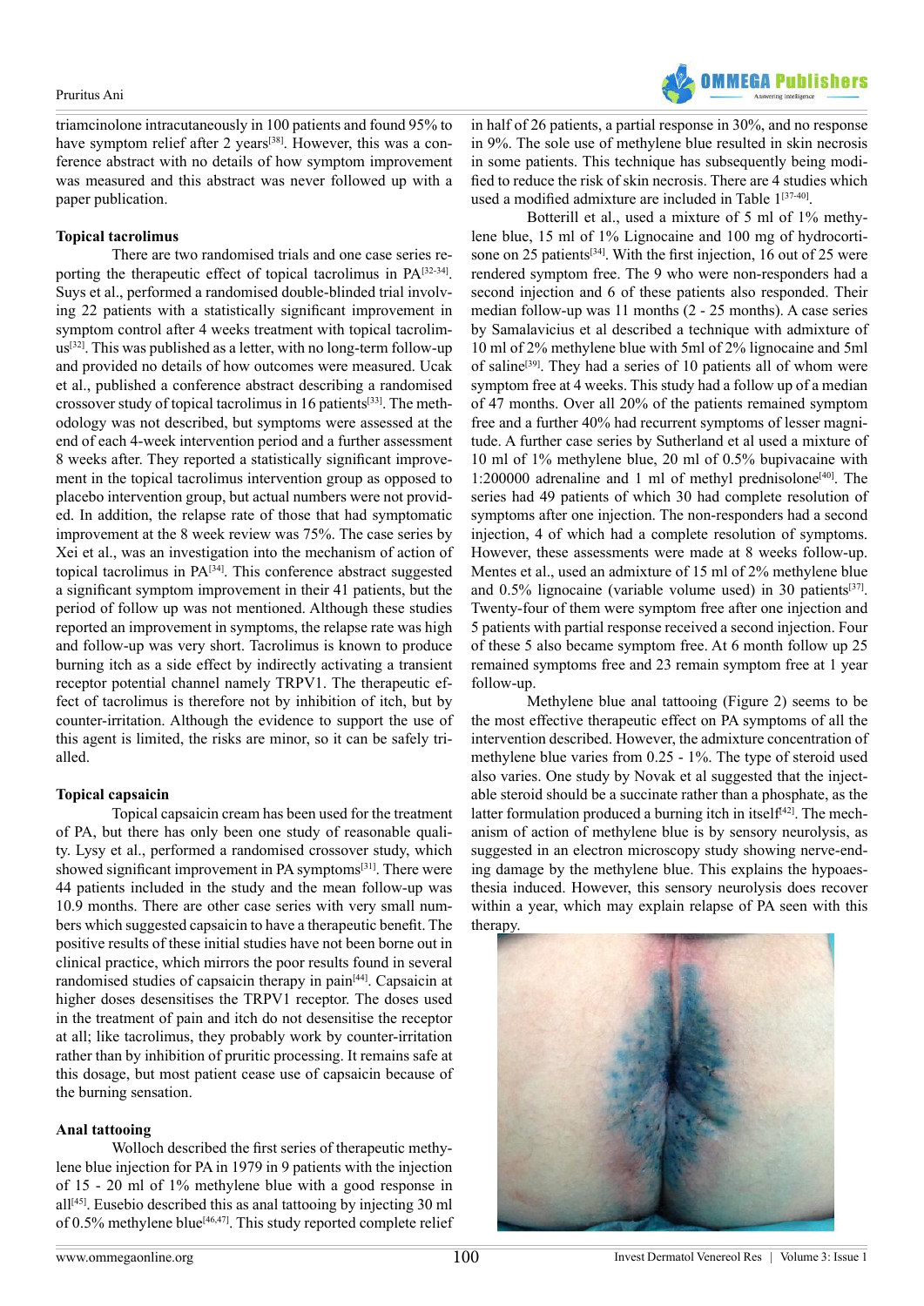triamcinolone intracutaneously in 100 patients and found 95% to have symptom relief after 2 years[38]. However, this was a conference abstract with no details of how symptom improvement was measured and this abstract was never followed up with a paper publication.

**Topical tacrolimus**

There are two randomised trials and one case series reporting the therapeutic effect of topical tacrolimus in PA[32-34]. Suys et al., performed a randomised double-blinded trial involving 22 patients with a statistically significant improvement in symptom control after 4 weeks treatment with topical tacrolimus[32]. This was published as a letter, with no long-term follow-up and provided no details of how outcomes were measured. Ucak et al., published a conference abstract describing a randomised crossover study of topical tacrolimus in 16 patients[33]. The methodology was not described, but symptoms were assessed at the end of each 4-week intervention period and a further assessment 8 weeks after. They reported a statistically significant improvement in the topical tacrolimus intervention group as opposed to placebo intervention group, but actual numbers were not provided. In addition, the relapse rate of those that had symptomatic improvement at the 8 week review was 75%. The case series by Xei et al., was an investigation into the mechanism of action of topical tacrolimus in PA[34]. This conference abstract suggested a significant symptom improvement in their 41 patients, but the period of follow up was not mentioned. Although these studies reported an improvement in symptoms, the relapse rate was high and follow-up was very short. Tacrolimus is known to produce burning itch as a side effect by indirectly activating a transient receptor potential channel namely TRPV1. The therapeutic effect of tacrolimus is therefore not by inhibition of itch, but by counter-irritation. Although the evidence to support the use of this agent is limited, the risks are minor, so it can be safely trialled.

**Topical capsaicin**

Topical capsaicin cream has been used for the treatment of PA, but there has only been one study of reasonable quality. Lysy et al., performed a randomised crossover study, which showed significant improvement in PA symptoms[31]. There were 44 patients included in the study and the mean follow-up was 10.9 months. There are other case series with very small numbers which suggested capsaicin to have a therapeutic benefit. The positive results of these initial studies have not been borne out in clinical practice, which mirrors the poor results found in several randomised studies of capsaicin therapy in pain[44]. Capsaicin at higher doses desensitises the TRPV1 receptor. The doses used in the treatment of pain and itch do not desensitise the receptor at all; like tacrolimus, they probably work by counter-irritation rather than by inhibition of pruritic processing. It remains safe at this dosage, but most patient cease use of capsaicin because of the burning sensation.

**Anal tattooing**

Wolloch described the first series of therapeutic methylene blue injection for PA in 1979 in 9 patients with the injection of 15 - 20 ml of 1% methylene blue with a good response in all[45]. Eusebio described this as anal tattooing by injecting 30 ml of 0.5% methylene blue[46,47]. This study reported complete relief in half of 26 patients, a partial response in 30%, and no response in 9%. The sole use of methylene blue resulted in skin necrosis in some patients. This technique has subsequently being modified to reduce the risk of skin necrosis. There are 4 studies which used a modified admixture are included in Table 1[37-40].

Botterill et al., used a mixture of 5 ml of 1% methylene blue, 15 ml of 1% Lignocaine and 100 mg of hydrocortisone on 25 patients[34]. With the first injection, 16 out of 25 were rendered symptom free. The 9 who were non-responders had a second injection and 6 of these patients also responded. Their median follow-up was 11 months (2 - 25 months). A case series by Samalavicius et al described a technique with admixture of 10 ml of 2% methylene blue with 5ml of 2% lignocaine and 5ml of saline[39]. They had a series of 10 patients all of whom were symptom free at 4 weeks. This study had a follow up of a median of 47 months. Over all 20% of the patients remained symptom free and a further 40% had recurrent symptoms of lesser magnitude. A further case series by Sutherland et al used a mixture of 10 ml of 1% methylene blue, 20 ml of 0.5% bupivacaine with 1:200000 adrenaline and 1 ml of methyl prednisolone[40]. The series had 49 patients of which 30 had complete resolution of symptoms after one injection. The non-responders had a second injection, 4 of which had a complete resolution of symptoms. However, these assessments were made at 8 weeks follow-up. Mentes et al., used an admixture of 15 ml of 2% methylene blue and 0.5% lignocaine (variable volume used) in 30 patients[37]. Twenty-four of them were symptom free after one injection and 5 patients with partial response received a second injection. Four of these 5 also became symptom free. At 6 month follow up 25 remained symptoms free and 23 remain symptom free at 1 year follow-up.

Methylene blue anal tattooing (Figure 2) seems to be the most effective therapeutic effect on PA symptoms of all the intervention described. However, the admixture concentration of methylene blue varies from 0.25 - 1%. The type of steroid used also varies. One study by Novak et al suggested that the injectable steroid should be a succinate rather than a phosphate, as the latter formulation produced a burning itch in itself[42]. The mechanism of action of methylene blue is by sensory neurolysis, as suggested in an electron microscopy study showing nerve-ending damage by the methylene blue. This explains the hypoaesthesia induced. However, this sensory neurolysis does recover within a year, which may explain relapse of PA seen with this therapy.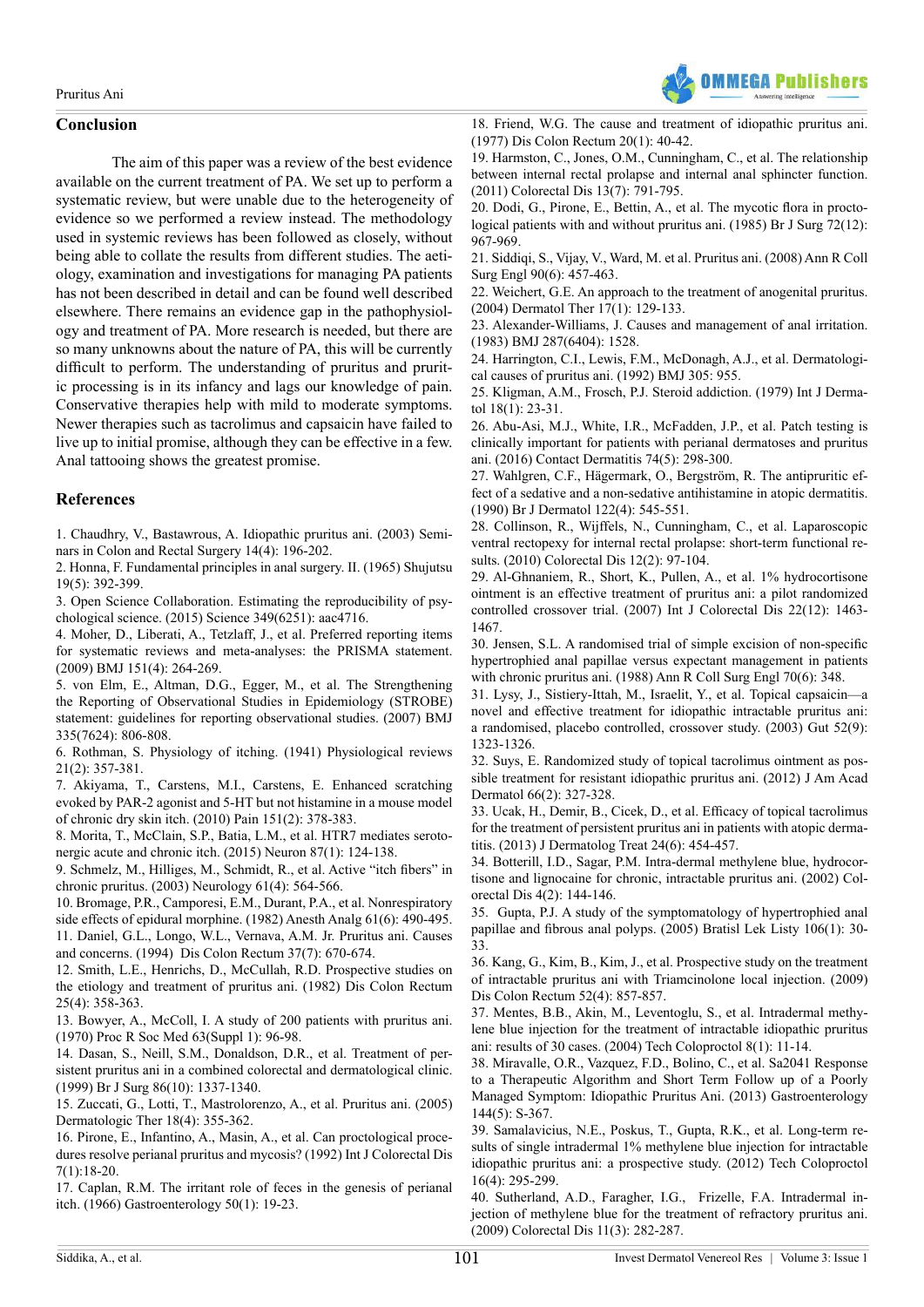## Conclusion

The aim of this paper was a review of the best evidence available on the current treatment of PA. We set up to perform a systematic review, but were unable due to the heterogeneity of evidence so we performed a review instead. The methodology used in systemic reviews has been followed as closely, without being able to collate the results from different studies. The aetiology, examination and investigations for managing PA patients has not been described in detail and can be found well described elsewhere. There remains an evidence gap in the pathophysiology and treatment of PA. More research is needed, but there are so many unknowns about the nature of PA, this will be currently difficult to perform. The understanding of pruritus and pruritic processing is in its infancy and lags our knowledge of pain. Conservative therapies help with mild to moderate symptoms. Newer therapies such as tacrolimus and capsaicin have failed to live up to initial promise, although they can be effective in a few. Anal tattooing shows the greatest promise.

## References

1. Chaudhry, V., Bastawrous, A. Idiopathic pruritus ani. (2003) Seminars in Colon and Rectal Surgery 14(4): 196-202.
2. Honna, F. Fundamental principles in anal surgery. II. (1965) Shujutsu 19(5): 392-399.
3. Open Science Collaboration. Estimating the reproducibility of psychological science. (2015) Science 349(6251): aac4716.
4. Moher, D., Liberati, A., Tetzlaff, J., et al. Preferred reporting items for systematic reviews and meta-analyses: the PRISMA statement. (2009) BMJ 151(4): 264-269.
5. von Elm, E., Altman, D.G., Egger, M., et al. The Strengthening the Reporting of Observational Studies in Epidemiology (STROBE) statement: guidelines for reporting observational studies. (2007) BMJ 335(7624): 806-808.
6. Rothman, S. Physiology of itching. (1941) Physiological reviews 21(2): 357-381.
7. Akiyama, T., Carstens, M.I., Carstens, E. Enhanced scratching evoked by PAR-2 agonist and 5-HT but not histamine in a mouse model of chronic dry skin itch. (2010) Pain 151(2): 378-383.
8. Morita, T., McClain, S.P., Batia, L.M., et al. HTR7 mediates serotonergic acute and chronic itch. (2015) Neuron 87(1): 124-138.
9. Schmelz, M., Hilliges, M., Schmidt, R., et al. Active "itch fibers" in chronic pruritus. (2003) Neurology 61(4): 564-566.
10. Bromage, P.R., Camporesi, E.M., Durant, P.A., et al. Nonrespiratory side effects of epidural morphine. (1982) Anesth Analg 61(6): 490-495.
11. Daniel, G.L., Longo, W.L., Vernava, A.M. Jr. Pruritus ani. Causes and concerns. (1994) Dis Colon Rectum 37(7): 670-674.
12. Smith, L.E., Henrichs, D., McCullah, R.D. Prospective studies on the etiology and treatment of pruritus ani. (1982) Dis Colon Rectum 25(4): 358-363.
13. Bowyer, A., McColl, I. A study of 200 patients with pruritus ani. (1970) Proc R Soc Med 63(Suppl 1): 96-98.
14. Dasan, S., Neill, S.M., Donaldson, D.R., et al. Treatment of persistent pruritus ani in a combined colorectal and dermatological clinic. (1999) Br J Surg 86(10): 1337-1340.
15. Zuccati, G., Lotti, T., Mastrolorenzo, A., et al. Pruritus ani. (2005) Dermatologic Ther 18(4): 355-362.
16. Pirone, E., Infantino, A., Masin, A., et al. Can proctological procedures resolve perianal pruritus and mycosis? (1992) Int J Colorectal Dis 7(1):18-20.
17. Caplan, R.M. The irritant role of feces in the genesis of perianal itch. (1966) Gastroenterology 50(1): 19-23.
18. Friend, W.G. The cause and treatment of idiopathic pruritus ani. (1977) Dis Colon Rectum 20(1): 40-42.
19. Harmston, C., Jones, O.M., Cunningham, C., et al. The relationship between internal rectal prolapse and internal anal sphincter function. (2011) Colorectal Dis 13(7): 791-795.
20. Dodi, G., Pirone, E., Bettin, A., et al. The mycotic flora in proctological patients with and without pruritus ani. (1985) Br J Surg 72(12): 967-969.
21. Siddiqi, S., Vijay, V., Ward, M. et al. Pruritus ani. (2008) Ann R Coll Surg Engl 90(6): 457-463.
22. Weichert, G.E. An approach to the treatment of anogenital pruritus. (2004) Dermatol Ther 17(1): 129-133.
23. Alexander-Williams, J. Causes and management of anal irritation. (1983) BMJ 287(6404): 1528.
24. Harrington, C.I., Lewis, F.M., McDonagh, A.J., et al. Dermatological causes of pruritus ani. (1992) BMJ 305: 955.
25. Kligman, A.M., Frosch, P.J. Steroid addiction. (1979) Int J Dermatol 18(1): 23-31.
26. Abu-Asi, M.J., White, I.R., McFadden, J.P., et al. Patch testing is clinically important for patients with perianal dermatoses and pruritus ani. (2016) Contact Dermatitis 74(5): 298-300.
27. Wahlgren, C.F., Hägermark, O., Bergström, R. The antipruritic effect of a sedative and a non-sedative antihistamine in atopic dermatitis. (1990) Br J Dermatol 122(4): 545-551.
28. Collinson, R., Wijffels, N., Cunningham, C., et al. Laparoscopic ventral rectopexy for internal rectal prolapse: short-term functional results. (2010) Colorectal Dis 12(2): 97-104.
29. Al-Ghnaniem, R., Short, K., Pullen, A., et al. 1% hydrocortisone ointment is an effective treatment of pruritus ani: a pilot randomized controlled crossover trial. (2007) Int J Colorectal Dis 22(12): 1463-1467.
30. Jensen, S.L. A randomised trial of simple excision of non-specific hypertrophied anal papillae versus expectant management in patients with chronic pruritus ani. (1988) Ann R Coll Surg Engl 70(6): 348.
31. Lysy, J., Sistiery-Ittah, M., Israelit, Y., et al. Topical capsaicin—a novel and effective treatment for idiopathic intractable pruritus ani: a randomised, placebo controlled, crossover study. (2003) Gut 52(9): 1323-1326.
32. Suys, E. Randomized study of topical tacrolimus ointment as possible treatment for resistant idiopathic pruritus ani. (2012) J Am Acad Dermatol 66(2): 327-328.
33. Ucak, H., Demir, B., Cicek, D., et al. Efficacy of topical tacrolimus for the treatment of persistent pruritus ani in patients with atopic dermatitis. (2013) J Dermatolog Treat 24(6): 454-457.
34. Botterill, I.D., Sagar, P.M. Intra-dermal methylene blue, hydrocortisone and lignocaine for chronic, intractable pruritus ani. (2002) Colorectal Dis 4(2): 144-146.
35. Gupta, P.J. A study of the symptomatology of hypertrophied anal papillae and fibrous anal polyps. (2005) Bratisl Lek Listy 106(1): 30-33.
36. Kang, G., Kim, B., Kim, J., et al. Prospective study on the treatment of intractable pruritus ani with Triamcinolone local injection. (2009) Dis Colon Rectum 52(4): 857-857.
37. Mentes, B.B., Akin, M., Leventoglu, S., et al. Intradermal methylene blue injection for the treatment of intractable idiopathic pruritus ani: results of 30 cases. (2004) Tech Coloproctol 8(1): 11-14.
38. Miravalle, O.R., Vazquez, F.D., Bolino, C., et al. Sa2041 Response to a Therapeutic Algorithm and Short Term Follow up of a Poorly Managed Symptom: Idiopathic Pruritus Ani. (2013) Gastroenterology 144(5): S-367.
39. Samalavicius, N.E., Poskus, T., Gupta, R.K., et al. Long-term results of single intradermal 1% methylene blue injection for intractable idiopathic pruritus ani: a prospective study. (2012) Tech Coloproctol 16(4): 295-299.
40. Sutherland, A.D., Faragher, I.G., Frizelle, F.A. Intradermal injection of methylene blue for the treatment of refractory pruritus ani. (2009) Colorectal Dis 11(3): 282-287.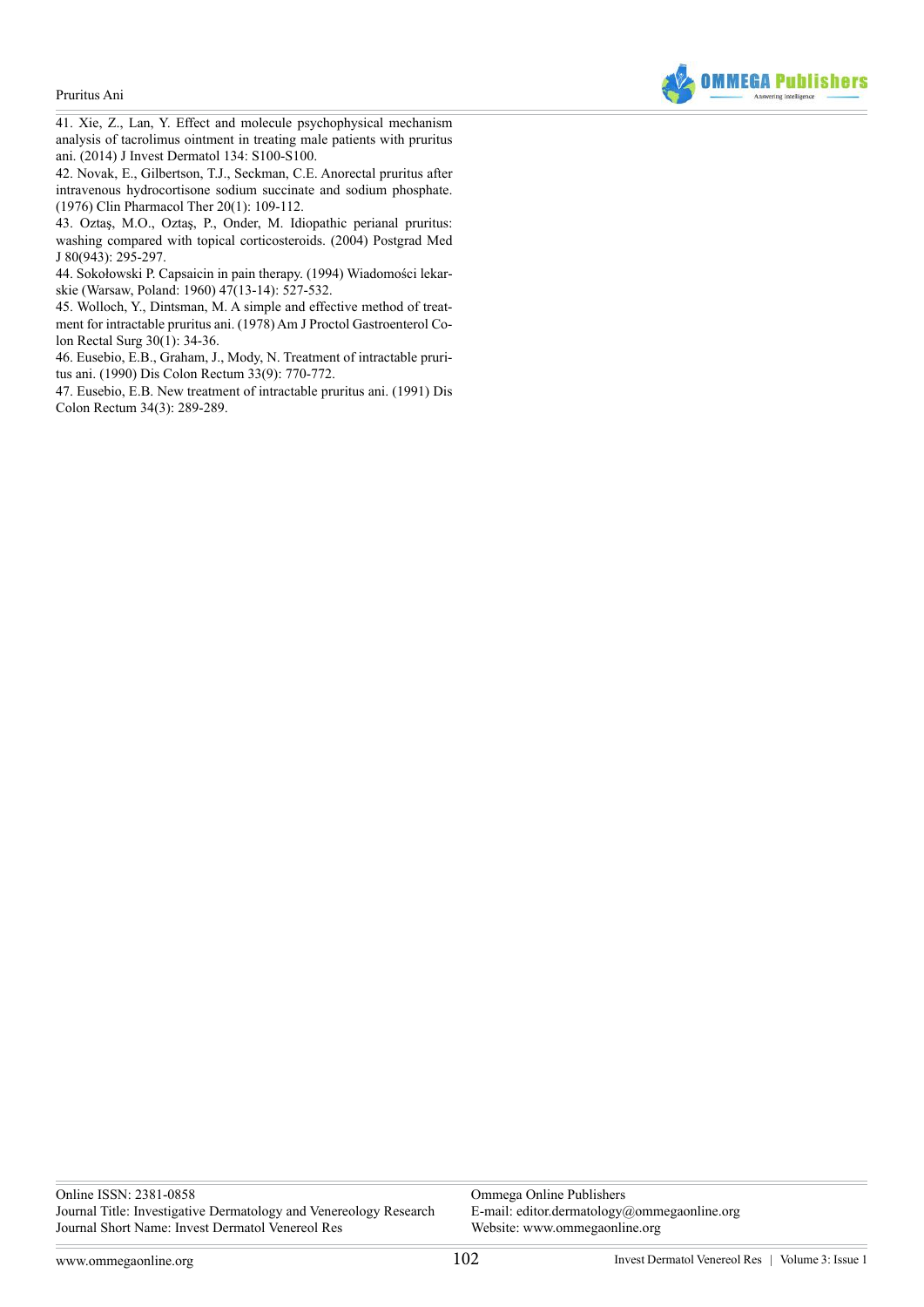41. Xie, Z., Lan, Y. Effect and molecule psychophysical mechanism analysis of tacrolimus ointment in treating male patients with pruritus ani. (2014) J Invest Dermatol 134: S100-S100.

42. Novak, E., Gilbertson, T.J., Seckman, C.E. Anorectal pruritus after intravenous hydrocortisone sodium succinate and sodium phosphate. (1976) Clin Pharmacol Ther 20(1): 109-112.

43. Oztaş, M.O., Oztaş, P., Onder, M. Idiopathic perianal pruritus: washing compared with topical corticosteroids. (2004) Postgrad Med J 80(943): 295-297.

44. Sokołowski P. Capsaicin in pain therapy. (1994) Wiadomości lekarskie (Warsaw, Poland: 1960) 47(13-14): 527-532.

45. Wolloch, Y., Dintsman, M. A simple and effective method of treatment for intractable pruritus ani. (1978) Am J Proctol Gastroenterol Colon Rectal Surg 30(1): 34-36.

46. Eusebio, E.B., Graham, J., Mody, N. Treatment of intractable pruritus ani. (1990) Dis Colon Rectum 33(9): 770-772.

47. Eusebio, E.B. New treatment of intractable pruritus ani. (1991) Dis Colon Rectum 34(3): 289-289.